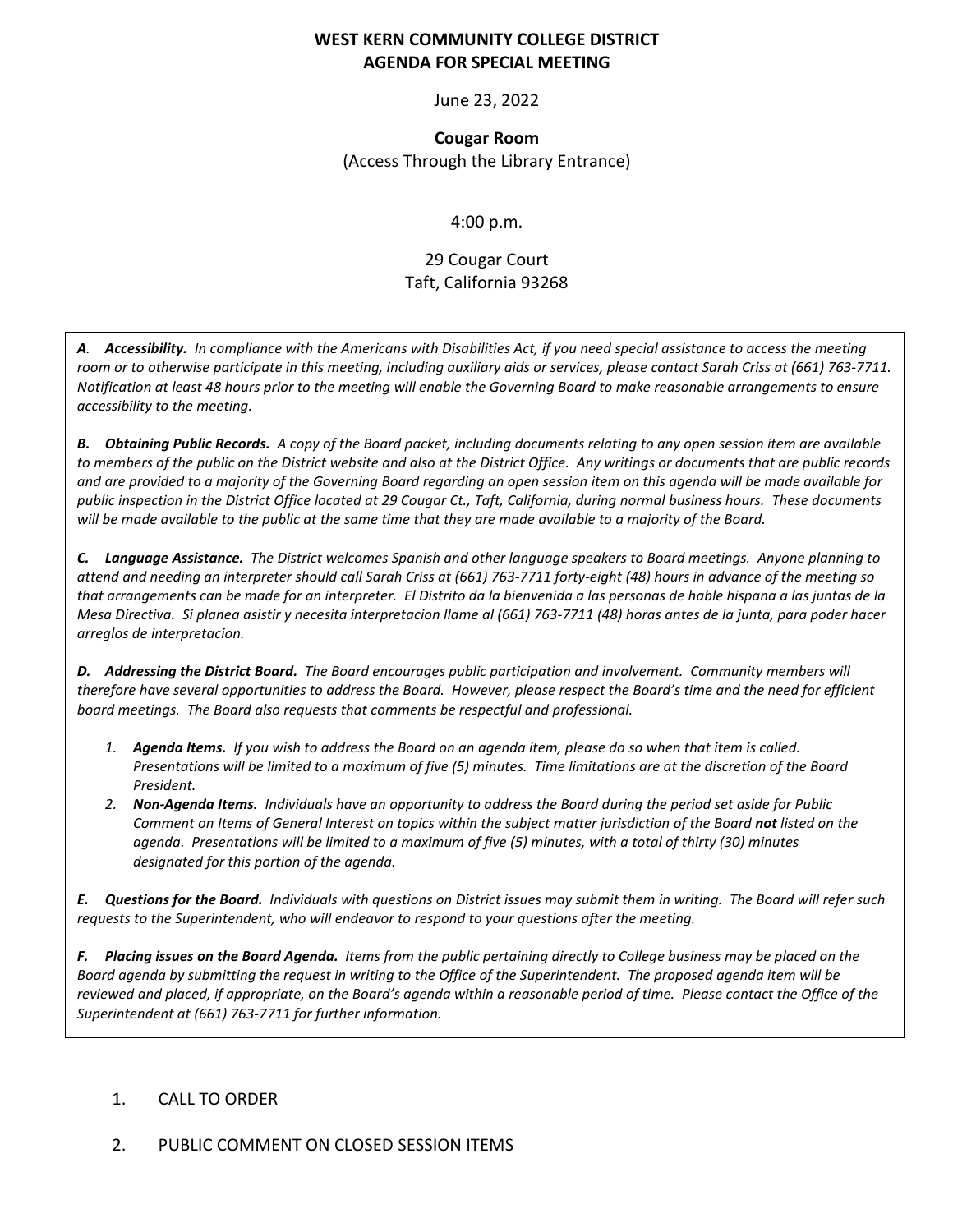# WEST KERN COMMUNITY COLLEGE DISTRICT
## AGENDA FOR SPECIAL MEETING

June 23, 2022

**Cougar Room**
(Access Through the Library Entrance)

4:00 p.m.

29 Cougar Court
Taft, California 93268

*A.* ***Accessibility.*** *In compliance with the Americans with Disabilities Act, if you need special assistance to access the meeting room or to otherwise participate in this meeting, including auxiliary aids or services, please contact Sarah Criss at (661) 763-7711. Notification at least 48 hours prior to the meeting will enable the Governing Board to make reasonable arrangements to ensure accessibility to the meeting.*

***B. Obtaining Public Records.*** *A copy of the Board packet, including documents relating to any open session item are available to members of the public on the District website and also at the District Office. Any writings or documents that are public records and are provided to a majority of the Governing Board regarding an open session item on this agenda will be made available for public inspection in the District Office located at 29 Cougar Ct., Taft, California, during normal business hours. These documents will be made available to the public at the same time that they are made available to a majority of the Board.*

***C. Language Assistance.*** *The District welcomes Spanish and other language speakers to Board meetings. Anyone planning to attend and needing an interpreter should call Sarah Criss at (661) 763-7711 forty-eight (48) hours in advance of the meeting so that arrangements can be made for an interpreter. El Distrito da la bienvenida a las personas de hable hispana a las juntas de la Mesa Directiva. Si planea asistir y necesita interpretacion llame al (661) 763-7711 (48) horas antes de la junta, para poder hacer arreglos de interpretacion.*

***D. Addressing the District Board.*** *The Board encourages public participation and involvement. Community members will therefore have several opportunities to address the Board. However, please respect the Board's time and the need for efficient board meetings. The Board also requests that comments be respectful and professional.*

1. ***Agenda Items.*** *If you wish to address the Board on an agenda item, please do so when that item is called. Presentations will be limited to a maximum of five (5) minutes. Time limitations are at the discretion of the Board President.*
2. ***Non-Agenda Items.*** *Individuals have an opportunity to address the Board during the period set aside for Public Comment on Items of General Interest on topics within the subject matter jurisdiction of the Board **not** listed on the agenda. Presentations will be limited to a maximum of five (5) minutes, with a total of thirty (30) minutes designated for this portion of the agenda.*

***E. Questions for the Board.*** *Individuals with questions on District issues may submit them in writing. The Board will refer such requests to the Superintendent, who will endeavor to respond to your questions after the meeting.*

***F. Placing issues on the Board Agenda.*** *Items from the public pertaining directly to College business may be placed on the Board agenda by submitting the request in writing to the Office of the Superintendent. The proposed agenda item will be reviewed and placed, if appropriate, on the Board's agenda within a reasonable period of time. Please contact the Office of the Superintendent at (661) 763-7711 for further information.*

1. CALL TO ORDER

2. PUBLIC COMMENT ON CLOSED SESSION ITEMS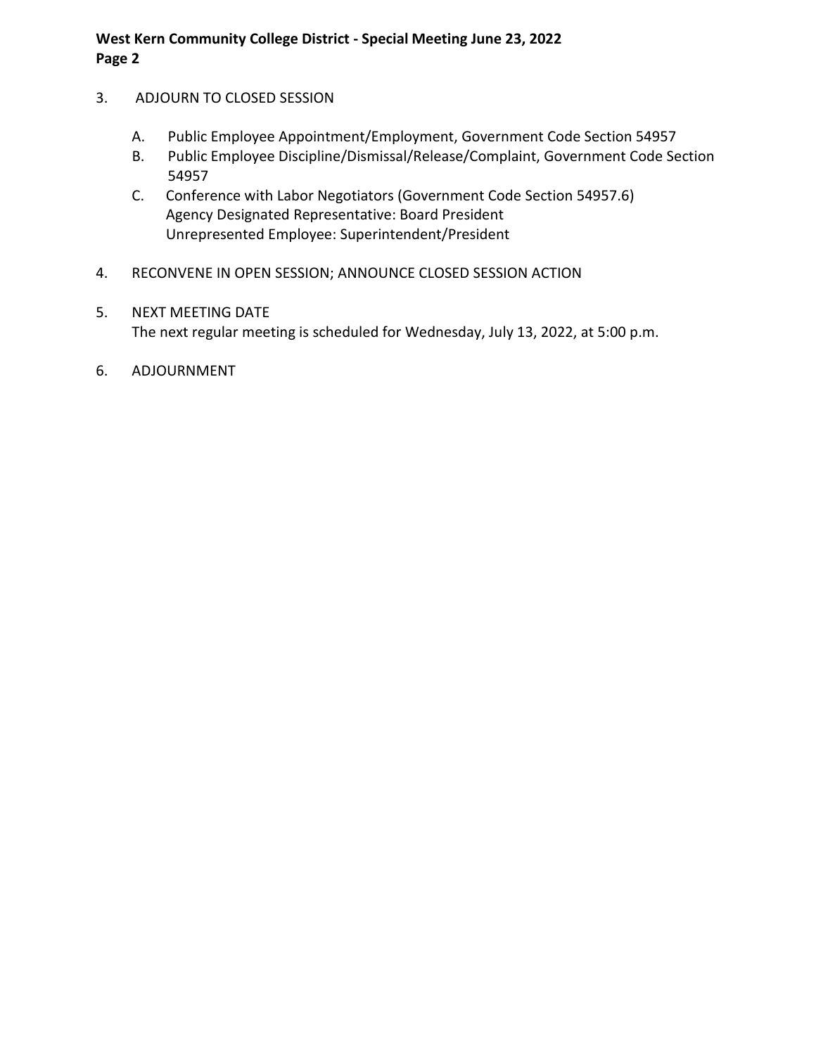3. ADJOURN TO CLOSED SESSION

   A. Public Employee Appointment/Employment, Government Code Section 54957
   B. Public Employee Discipline/Dismissal/Release/Complaint, Government Code Section 54957
   C. Conference with Labor Negotiators (Government Code Section 54957.6)
      Agency Designated Representative: Board President
      Unrepresented Employee: Superintendent/President

4. RECONVENE IN OPEN SESSION; ANNOUNCE CLOSED SESSION ACTION

5. NEXT MEETING DATE
   The next regular meeting is scheduled for Wednesday, July 13, 2022, at 5:00 p.m.

6. ADJOURNMENT